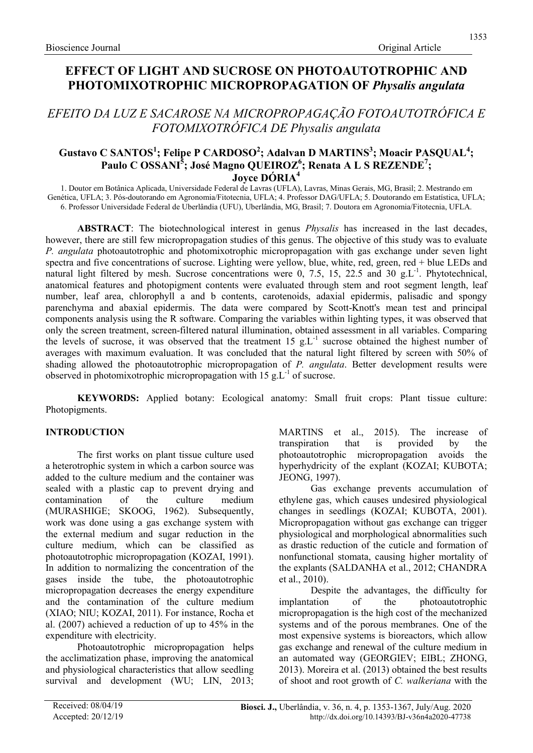# EFFECT OF LIGHT AND SUCROSE ON PHOTOAUTOTROPHIC AND PHOTOMIXOTROPHIC MICROPROPAGATION OF *Physalis angulata*

## *EFEITO DA LUZ E SACAROSE NA MICROPROPAGAÇÃO FOTOAUTOTRÓFICA E FOTOMIXOTRÓFICA DE Physalis angulata*

**Gustavo C SANTOS[1]; Felipe P CARDOSO[2]; Adalvan D MARTINS[3]; Moacir PASQUAL[4]; Paulo C OSSANI[5]; José Magno QUEIROZ[6]; Renata A L S REZENDE[7]; Joyce DÓRIA[4]**

1. Doutor em Botânica Aplicada, Universidade Federal de Lavras (UFLA), Lavras, Minas Gerais, MG, Brasil; 2. Mestrando em Genética, UFLA; 3. Pós-doutorando em Agronomia/Fitotecnia, UFLA; 4. Professor DAG/UFLA; 5. Doutorando em Estatística, UFLA; 6. Professor Universidade Federal de Uberlândia (UFU), Uberlândia, MG, Brasil; 7. Doutora em Agronomia/Fitotecnia, UFLA.

**ABSTRACT**: The biotechnological interest in genus *Physalis* has increased in the last decades, however, there are still few micropropagation studies of this genus. The objective of this study was to evaluate *P. angulata* photoautotrophic and photomixotrophic micropropagation with gas exchange under seven light spectra and five concentrations of sucrose. Lighting were yellow, blue, white, red, green, red + blue LEDs and natural light filtered by mesh. Sucrose concentrations were 0, 7.5, 15, 22.5 and 30 $g.L^{-1}$. Phytotechnical, anatomical features and photopigment contents were evaluated through stem and root segment length, leaf number, leaf area, chlorophyll a and b contents, carotenoids, adaxial epidermis, palisadic and spongy parenchyma and abaxial epidermis. The data were compared by Scott-Knott's mean test and principal components analysis using the R software. Comparing the variables within lighting types, it was observed that only the screen treatment, screen-filtered natural illumination, obtained assessment in all variables. Comparing the levels of sucrose, it was observed that the treatment 15 $g.L^{-1}$ sucrose obtained the highest number of averages with maximum evaluation. It was concluded that the natural light filtered by screen with 50% of shading allowed the photoautotrophic micropropagation of *P. angulata*. Better development results were observed in photomixotrophic micropropagation with 15 $g.L^{-1}$ of sucrose.

**KEYWORDS:** Applied botany: Ecological anatomy: Small fruit crops: Plant tissue culture: Photopigments.

## INTRODUCTION

The first works on plant tissue culture used a heterotrophic system in which a carbon source was added to the culture medium and the container was sealed with a plastic cap to prevent drying and contamination of the culture medium (MURASHIGE; SKOOG, 1962). Subsequently, work was done using a gas exchange system with the external medium and sugar reduction in the culture medium, which can be classified as photoautotrophic micropropagation (KOZAI, 1991). In addition to normalizing the concentration of the gases inside the tube, the photoautotrophic micropropagation decreases the energy expenditure and the contamination of the culture medium (XIAO; NIU; KOZAI, 2011). For instance, Rocha et al. (2007) achieved a reduction of up to 45% in the expenditure with electricity.

Photoautotrophic micropropagation helps the acclimatization phase, improving the anatomical and physiological characteristics that allow seedling survival and development (WU; LIN, 2013; MARTINS et al., 2015). The increase of transpiration that is provided by the photoautotrophic micropropagation avoids the hyperhydricity of the explant (KOZAI; KUBOTA; JEONG, 1997).

Gas exchange prevents accumulation of ethylene gas, which causes undesired physiological changes in seedlings (KOZAI; KUBOTA, 2001). Micropropagation without gas exchange can trigger physiological and morphological abnormalities such as drastic reduction of the cuticle and formation of nonfunctional stomata, causing higher mortality of the explants (SALDANHA et al., 2012; CHANDRA et al., 2010).

Despite the advantages, the difficulty for implantation of the photoautotrophic micropropagation is the high cost of the mechanized systems and of the porous membranes. One of the most expensive systems is bioreactors, which allow gas exchange and renewal of the culture medium in an automated way (GEORGIEV; EIBL; ZHONG, 2013). Moreira et al. (2013) obtained the best results of shoot and root growth of *C. walkeriana* with the

Received: 08/04/19
Accepted: 20/12/19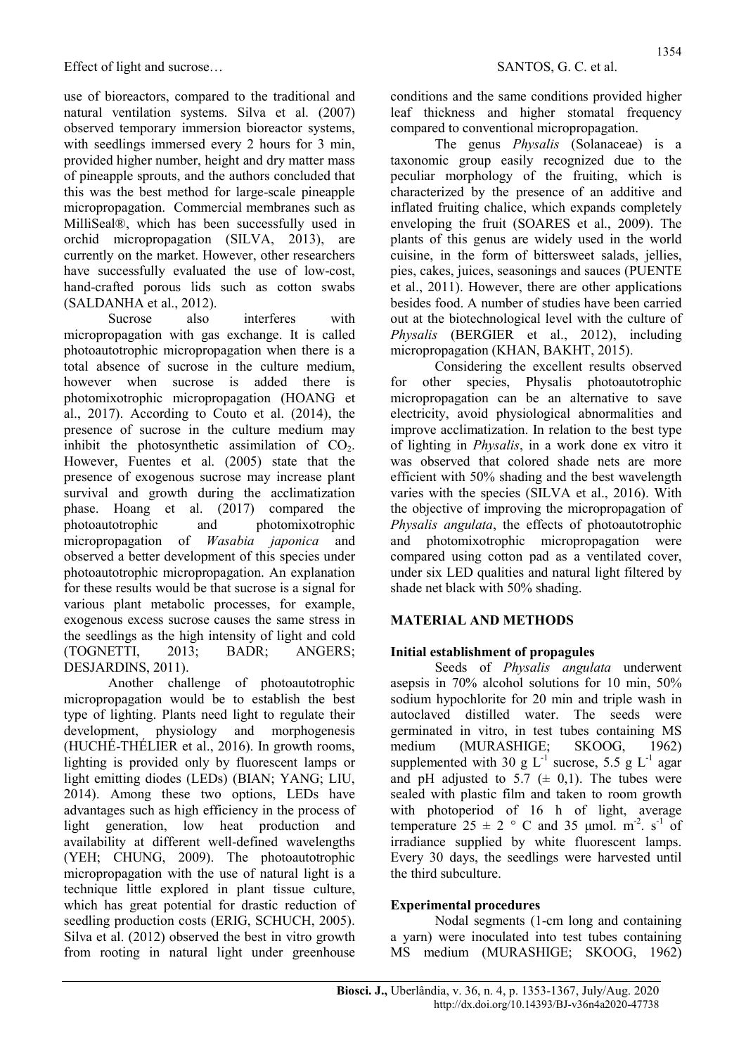use of bioreactors, compared to the traditional and natural ventilation systems. Silva et al. (2007) observed temporary immersion bioreactor systems, with seedlings immersed every 2 hours for 3 min, provided higher number, height and dry matter mass of pineapple sprouts, and the authors concluded that this was the best method for large-scale pineapple micropropagation. Commercial membranes such as MilliSeal®, which has been successfully used in orchid micropropagation (SILVA, 2013), are currently on the market. However, other researchers have successfully evaluated the use of low-cost, hand-crafted porous lids such as cotton swabs (SALDANHA et al., 2012).

Sucrose also interferes with micropropagation with gas exchange. It is called photoautotrophic micropropagation when there is a total absence of sucrose in the culture medium, however when sucrose is added there is photomixotrophic micropropagation (HOANG et al., 2017). According to Couto et al. (2014), the presence of sucrose in the culture medium may inhibit the photosynthetic assimilation of $CO_2$. However, Fuentes et al. (2005) state that the presence of exogenous sucrose may increase plant survival and growth during the acclimatization phase. Hoang et al. (2017) compared the photoautotrophic and photomixotrophic micropropagation of *Wasabia japonica* and observed a better development of this species under photoautotrophic micropropagation. An explanation for these results would be that sucrose is a signal for various plant metabolic processes, for example, exogenous excess sucrose causes the same stress in the seedlings as the high intensity of light and cold (TOGNETTI, 2013; BADR; ANGERS; DESJARDINS, 2011).

Another challenge of photoautotrophic micropropagation would be to establish the best type of lighting. Plants need light to regulate their development, physiology and morphogenesis (HUCHÉ-THÉLIER et al., 2016). In growth rooms, lighting is provided only by fluorescent lamps or light emitting diodes (LEDs) (BIAN; YANG; LIU, 2014). Among these two options, LEDs have advantages such as high efficiency in the process of light generation, low heat production and availability at different well-defined wavelengths (YEH; CHUNG, 2009). The photoautotrophic micropropagation with the use of natural light is a technique little explored in plant tissue culture, which has great potential for drastic reduction of seedling production costs (ERIG, SCHUCH, 2005). Silva et al. (2012) observed the best in vitro growth from rooting in natural light under greenhouse conditions and the same conditions provided higher leaf thickness and higher stomatal frequency compared to conventional micropropagation.

The genus *Physalis* (Solanaceae) is a taxonomic group easily recognized due to the peculiar morphology of the fruiting, which is characterized by the presence of an additive and inflated fruiting chalice, which expands completely enveloping the fruit (SOARES et al., 2009). The plants of this genus are widely used in the world cuisine, in the form of bittersweet salads, jellies, pies, cakes, juices, seasonings and sauces (PUENTE et al., 2011). However, there are other applications besides food. A number of studies have been carried out at the biotechnological level with the culture of *Physalis* (BERGIER et al., 2012), including micropropagation (KHAN, BAKHT, 2015).

Considering the excellent results observed for other species, Physalis photoautotrophic micropropagation can be an alternative to save electricity, avoid physiological abnormalities and improve acclimatization. In relation to the best type of lighting in *Physalis*, in a work done ex vitro it was observed that colored shade nets are more efficient with 50% shading and the best wavelength varies with the species (SILVA et al., 2016). With the objective of improving the micropropagation of *Physalis angulata*, the effects of photoautotrophic and photomixotrophic micropropagation were compared using cotton pad as a ventilated cover, under six LED qualities and natural light filtered by shade net black with 50% shading.

## MATERIAL AND METHODS

### Initial establishment of propagules

Seeds of *Physalis angulata* underwent asepsis in 70% alcohol solutions for 10 min, 50% sodium hypochlorite for 20 min and triple wash in autoclaved distilled water. The seeds were germinated in vitro, in test tubes containing MS medium (MURASHIGE; SKOOG, 1962) supplemented with 30 g $L^{-1}$ sucrose, 5.5 g $L^{-1}$ agar and pH adjusted to 5.7 ($\pm$ 0,1). The tubes were sealed with plastic film and taken to room growth with photoperiod of 16 h of light, average temperature $25 \pm 2$ ° C and 35 µmol. $m^{-2}$. $s^{-1}$ of irradiance supplied by white fluorescent lamps. Every 30 days, the seedlings were harvested until the third subculture.

### Experimental procedures

Nodal segments (1-cm long and containing a yarn) were inoculated into test tubes containing MS medium (MURASHIGE; SKOOG, 1962)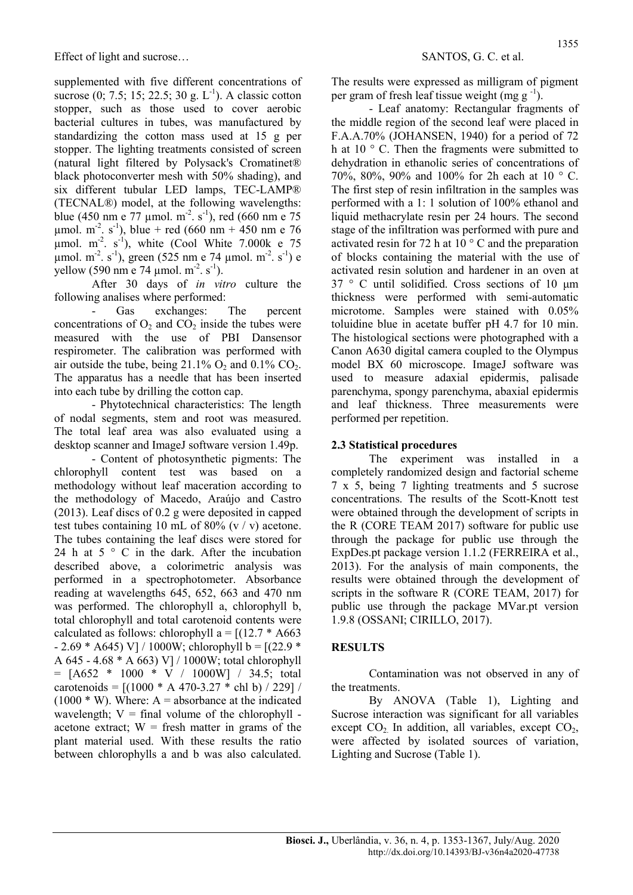supplemented with five different concentrations of sucrose (0; 7.5; 15; 22.5; 30 g. $L^{-1}$). A classic cotton stopper, such as those used to cover aerobic bacterial cultures in tubes, was manufactured by standardizing the cotton mass used at 15 g per stopper. The lighting treatments consisted of screen (natural light filtered by Polysack's Cromatinet® black photoconverter mesh with 50% shading), and six different tubular LED lamps, TEC-LAMP® (TECNAL®) model, at the following wavelengths: blue (450 nm e 77 µmol. $m^{-2}$. $s^{-1}$), red (660 nm e 75 µmol. $m^{-2}$. $s^{-1}$), blue + red (660 nm + 450 nm e 76 µmol. $m^{-2}$. $s^{-1}$), white (Cool White 7.000k e 75 µmol. $m^{-2}$. $s^{-1}$), green (525 nm e 74 µmol. $m^{-2}$. $s^{-1}$) e yellow (590 nm e 74 µmol. $m^{-2}$. $s^{-1}$).

After 30 days of *in vitro* culture the following analises where performed:

- Gas exchanges: The percent concentrations of $O_2$ and $CO_2$ inside the tubes were measured with the use of PBI Dansensor respirometer. The calibration was performed with air outside the tube, being 21.1% $O_2$ and 0.1% $CO_2$. The apparatus has a needle that has been inserted into each tube by drilling the cotton cap.

- Phytotechnical characteristics: The length of nodal segments, stem and root was measured. The total leaf area was also evaluated using a desktop scanner and ImageJ software version 1.49p.

- Content of photosynthetic pigments: The chlorophyll content test was based on a methodology without leaf maceration according to the methodology of Macedo, Araújo and Castro (2013). Leaf discs of 0.2 g were deposited in capped test tubes containing 10 mL of 80% (v / v) acetone. The tubes containing the leaf discs were stored for 24 h at 5 ° C in the dark. After the incubation described above, a colorimetric analysis was performed in a spectrophotometer. Absorbance reading at wavelengths 645, 652, 663 and 470 nm was performed. The chlorophyll a, chlorophyll b, total chlorophyll and total carotenoid contents were calculated as follows: chlorophyll a = [(12.7 * A663 - 2.69 * A645) V] / 1000W; chlorophyll b = [(22.9 * A 645 - 4.68 * A 663) V] / 1000W; total chlorophyll = [A652 * 1000 * V / 1000W] / 34.5; total carotenoids = [(1000 * A 470-3.27 * chl b) / 229] / (1000 * W). Where: A = absorbance at the indicated wavelength; V = final volume of the chlorophyll - acetone extract; W = fresh matter in grams of the plant material used. With these results the ratio between chlorophylls a and b was also calculated. The results were expressed as milligram of pigment per gram of fresh leaf tissue weight (mg $g^{-1}$).

- Leaf anatomy: Rectangular fragments of the middle region of the second leaf were placed in F.A.A.70% (JOHANSEN, 1940) for a period of 72 h at 10 ° C. Then the fragments were submitted to dehydration in ethanolic series of concentrations of 70%, 80%, 90% and 100% for 2h each at 10 ° C. The first step of resin infiltration in the samples was performed with a 1: 1 solution of 100% ethanol and liquid methacrylate resin per 24 hours. The second stage of the infiltration was performed with pure and activated resin for 72 h at 10 ° C and the preparation of blocks containing the material with the use of activated resin solution and hardener in an oven at 37 ° C until solidified. Cross sections of 10 µm thickness were performed with semi-automatic microtome. Samples were stained with 0.05% toluidine blue in acetate buffer pH 4.7 for 10 min. The histological sections were photographed with a Canon A630 digital camera coupled to the Olympus model BX 60 microscope. ImageJ software was used to measure adaxial epidermis, palisade parenchyma, spongy parenchyma, abaxial epidermis and leaf thickness. Three measurements were performed per repetition.

### 2.3 Statistical procedures

The experiment was installed in a completely randomized design and factorial scheme 7 x 5, being 7 lighting treatments and 5 sucrose concentrations. The results of the Scott-Knott test were obtained through the development of scripts in the R (CORE TEAM 2017) software for public use through the package for public use through the ExpDes.pt package version 1.1.2 (FERREIRA et al., 2013). For the analysis of main components, the results were obtained through the development of scripts in the software R (CORE TEAM, 2017) for public use through the package MVar.pt version 1.9.8 (OSSANI; CIRILLO, 2017).

## RESULTS

Contamination was not observed in any of the treatments.

By ANOVA (Table 1), Lighting and Sucrose interaction was significant for all variables except $CO_2$. In addition, all variables, except $CO_2$, were affected by isolated sources of variation, Lighting and Sucrose (Table 1).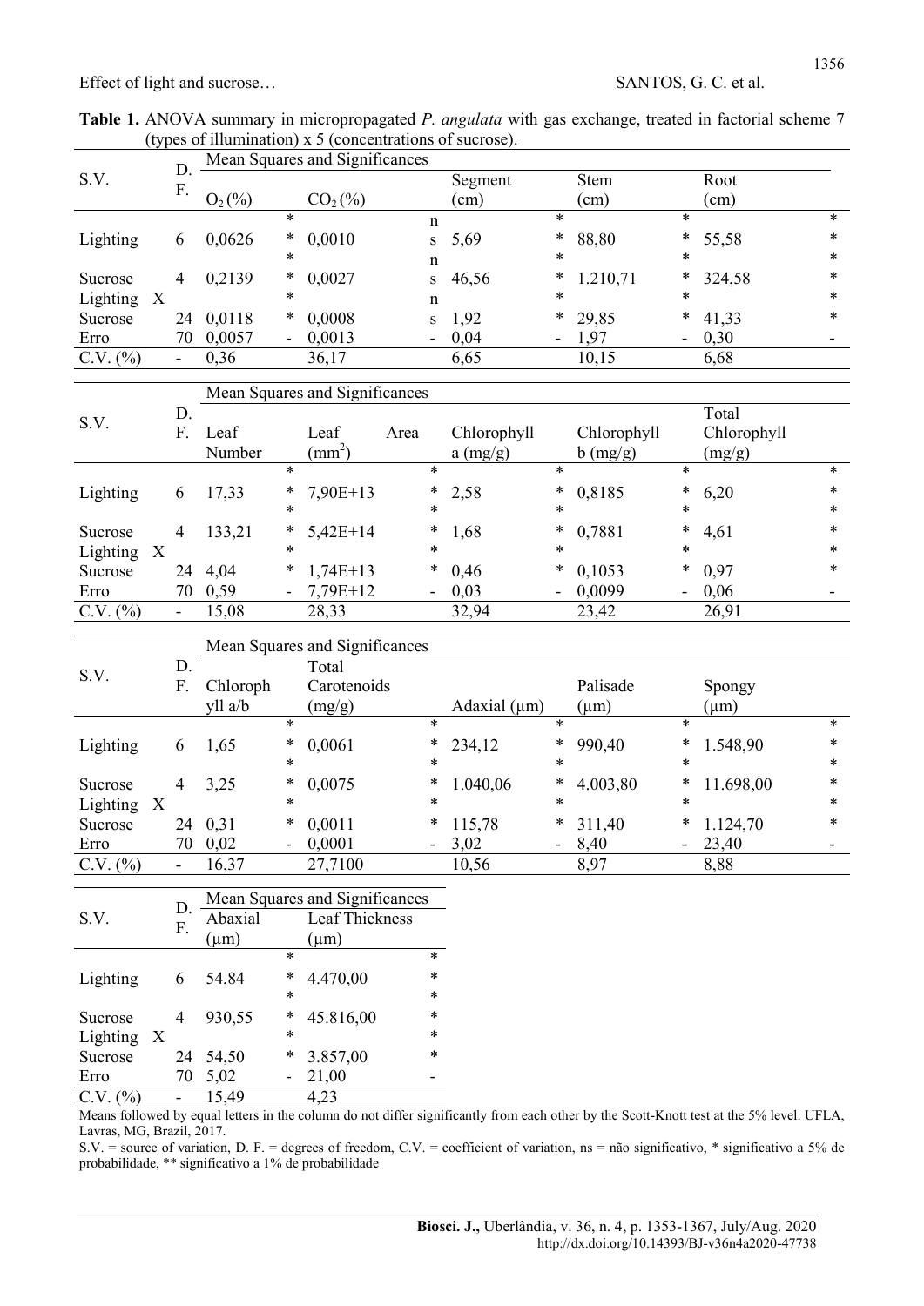**Table 1.** ANOVA summary in micropropagated *P. angulata* with gas exchange, treated in factorial scheme 7 (types of illumination) x 5 (concentrations of sucrose).

| S.V. | D.F. | Mean Squares and Significances | | | | | | | | | |
|---|---|---|---|---|---|---|---|---|---|---|---|
| | | $O_2$ (%) | | $CO_2$ (%) | | Segment (cm) | | Stem (cm) | | Root (cm) | |
| Lighting | 6 | 0,0626 | ** | 0,0010 | ns | 5,69 | ** | 88,80 | ** | 55,58 | ** |
| Sucrose | 4 | 0,2139 | ** | 0,0027 | ns | 46,56 | ** | 1.210,71 | ** | 324,58 | ** |
| Lighting X Sucrose | 24 | 0,0118 | ** | 0,0008 | ns | 1,92 | ** | 29,85 | ** | 41,33 | ** |
| Erro | 70 | 0,0057 | - | 0,0013 | - | 0,04 | - | 1,97 | - | 0,30 | - |
| C.V. (%) | - | 0,36 | | 36,17 | | 6,65 | | 10,15 | | 6,68 | |

| S.V. | D.F. | Mean Squares and Significances | | | | | | | | | |
|---|---|---|---|---|---|---|---|---|---|---|---|
| | | Leaf Number | | Leaf Area ($mm^2$) | | Chlorophyll a (mg/g) | | Chlorophyll b (mg/g) | | Total Chlorophyll (mg/g) | |
| Lighting | 6 | 17,33 | ** | 7,90E+13 | ** | 2,58 | ** | 0,8185 | ** | 6,20 | ** |
| Sucrose | 4 | 133,21 | ** | 5,42E+14 | ** | 1,68 | ** | 0,7881 | ** | 4,61 | ** |
| Lighting X Sucrose | 24 | 4,04 | ** | 1,74E+13 | ** | 0,46 | ** | 0,1053 | ** | 0,97 | ** |
| Erro | 70 | 0,59 | - | 7,79E+12 | - | 0,03 | - | 0,0099 | - | 0,06 | - |
| C.V. (%) | - | 15,08 | | 28,33 | | 32,94 | | 23,42 | | 26,91 | |

| S.V. | D.F. | Mean Squares and Significances | | | | | | | | | |
|---|---|---|---|---|---|---|---|---|---|---|---|
| | | Chlorophyll a/b | | Total Carotenoids (mg/g) | | Adaxial (μm) | | Palisade (μm) | | Spongy (μm) | |
| Lighting | 6 | 1,65 | ** | 0,0061 | ** | 234,12 | ** | 990,40 | ** | 1.548,90 | ** |
| Sucrose | 4 | 3,25 | ** | 0,0075 | ** | 1.040,06 | ** | 4.003,80 | ** | 11.698,00 | ** |
| Lighting X Sucrose | 24 | 0,31 | ** | 0,0011 | ** | 115,78 | ** | 311,40 | ** | 1.124,70 | ** |
| Erro | 70 | 0,02 | - | 0,0001 | - | 3,02 | - | 8,40 | - | 23,40 | - |
| C.V. (%) | - | 16,37 | | 27,7100 | | 10,56 | | 8,97 | | 8,88 | |

| S.V. | D.F. | Mean Squares and Significances | | | |
|---|---|---|---|---|---|
| | | Abaxial (μm) | | Leaf Thickness (μm) | |
| Lighting | 6 | 54,84 | ** | 4.470,00 | ** |
| Sucrose | 4 | 930,55 | ** | 45.816,00 | ** |
| Lighting X Sucrose | 24 | 54,50 | ** | 3.857,00 | ** |
| Erro | 70 | 5,02 | - | 21,00 | - |
| C.V. (%) | - | 15,49 | | 4,23 | |

Means followed by equal letters in the column do not differ significantly from each other by the Scott-Knott test at the 5% level. UFLA, Lavras, MG, Brazil, 2017.

S.V. = source of variation, D. F. = degrees of freedom, C.V. = coefficient of variation, ns = não significativo, * significativo a 5% de probabilidade, ** significativo a 1% de probabilidade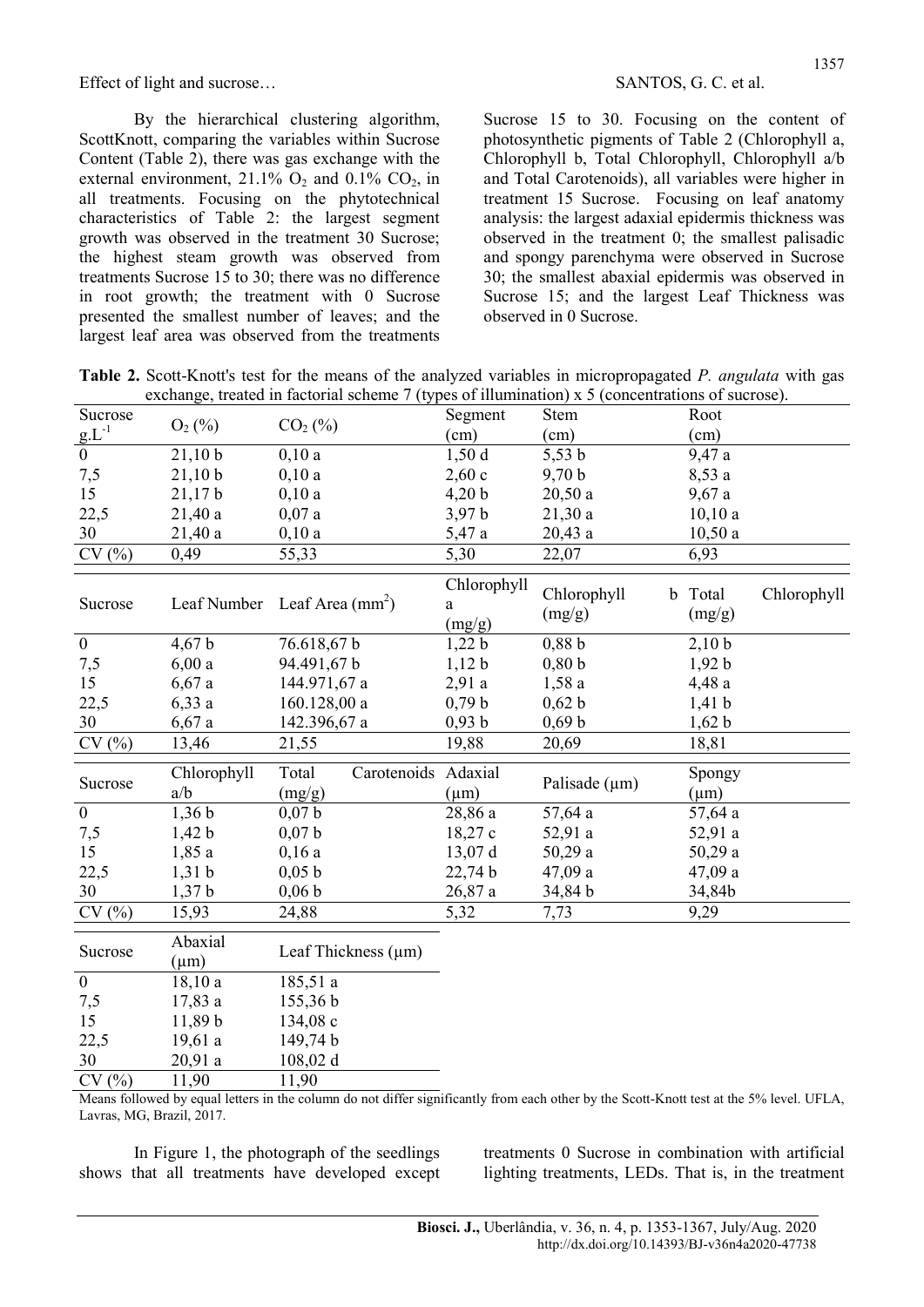By the hierarchical clustering algorithm, ScottKnott, comparing the variables within Sucrose Content (Table 2), there was gas exchange with the external environment, 21.1% $O_2$ and 0.1% $CO_2$, in all treatments. Focusing on the phytotechnical characteristics of Table 2: the largest segment growth was observed in the treatment 30 Sucrose; the highest steam growth was observed from treatments Sucrose 15 to 30; there was no difference in root growth; the treatment with 0 Sucrose presented the smallest number of leaves; and the largest leaf area was observed from the treatments Sucrose 15 to 30. Focusing on the content of photosynthetic pigments of Table 2 (Chlorophyll a, Chlorophyll b, Total Chlorophyll, Chlorophyll a/b and Total Carotenoids), all variables were higher in treatment 15 Sucrose. Focusing on leaf anatomy analysis: the largest adaxial epidermis thickness was observed in the treatment 0; the smallest palisadic and spongy parenchyma were observed in Sucrose 30; the smallest abaxial epidermis was observed in Sucrose 15; and the largest Leaf Thickness was observed in 0 Sucrose.

**Table 2.** Scott-Knott's test for the means of the analyzed variables in micropropagated *P. angulata* with gas exchange, treated in factorial scheme 7 (types of illumination) x 5 (concentrations of sucrose).

| Sucrose $g.L^{-1}$ | $O_2$ (%) | $CO_2$ (%) | Segment (cm) | Stem (cm) | Root (cm) |
|---|---|---|---|---|---|
| 0 | 21,10 b | 0,10 a | 1,50 d | 5,53 b | 9,47 a |
| 7,5 | 21,10 b | 0,10 a | 2,60 c | 9,70 b | 8,53 a |
| 15 | 21,17 b | 0,10 a | 4,20 b | 20,50 a | 9,67 a |
| 22,5 | 21,40 a | 0,07 a | 3,97 b | 21,30 a | 10,10 a |
| 30 | 21,40 a | 0,10 a | 5,47 a | 20,43 a | 10,50 a |
| CV (%) | 0,49 | 55,33 | 5,30 | 22,07 | 6,93 |

| Sucrose | Leaf Number | Leaf Area ($mm^2$) | Chlorophyll a (mg/g) | Chlorophyll b (mg/g) | Total Chlorophyll (mg/g) |
|---|---|---|---|---|---|
| 0 | 4,67 b | 76.618,67 b | 1,22 b | 0,88 b | 2,10 b |
| 7,5 | 6,00 a | 94.491,67 b | 1,12 b | 0,80 b | 1,92 b |
| 15 | 6,67 a | 144.971,67 a | 2,91 a | 1,58 a | 4,48 a |
| 22,5 | 6,33 a | 160.128,00 a | 0,79 b | 0,62 b | 1,41 b |
| 30 | 6,67 a | 142.396,67 a | 0,93 b | 0,69 b | 1,62 b |
| CV (%) | 13,46 | 21,55 | 19,88 | 20,69 | 18,81 |

| Sucrose | Chlorophyll a/b | Total Carotenoids (mg/g) | Adaxial (μm) | Palisade (μm) | Spongy (μm) |
|---|---|---|---|---|---|
| 0 | 1,36 b | 0,07 b | 28,86 a | 57,64 a | 57,64 a |
| 7,5 | 1,42 b | 0,07 b | 18,27 c | 52,91 a | 52,91 a |
| 15 | 1,85 a | 0,16 a | 13,07 d | 50,29 a | 50,29 a |
| 22,5 | 1,31 b | 0,05 b | 22,74 b | 47,09 a | 47,09 a |
| 30 | 1,37 b | 0,06 b | 26,87 a | 34,84 b | 34,84b |
| CV (%) | 15,93 | 24,88 | 5,32 | 7,73 | 9,29 |

| Sucrose | Abaxial (μm) | Leaf Thickness (μm) |
|---|---|---|
| 0 | 18,10 a | 185,51 a |
| 7,5 | 17,83 a | 155,36 b |
| 15 | 11,89 b | 134,08 c |
| 22,5 | 19,61 a | 149,74 b |
| 30 | 20,91 a | 108,02 d |
| CV (%) | 11,90 | 11,90 |

Means followed by equal letters in the column do not differ significantly from each other by the Scott-Knott test at the 5% level. UFLA, Lavras, MG, Brazil, 2017.

In Figure 1, the photograph of the seedlings shows that all treatments have developed except treatments 0 Sucrose in combination with artificial lighting treatments, LEDs. That is, in the treatment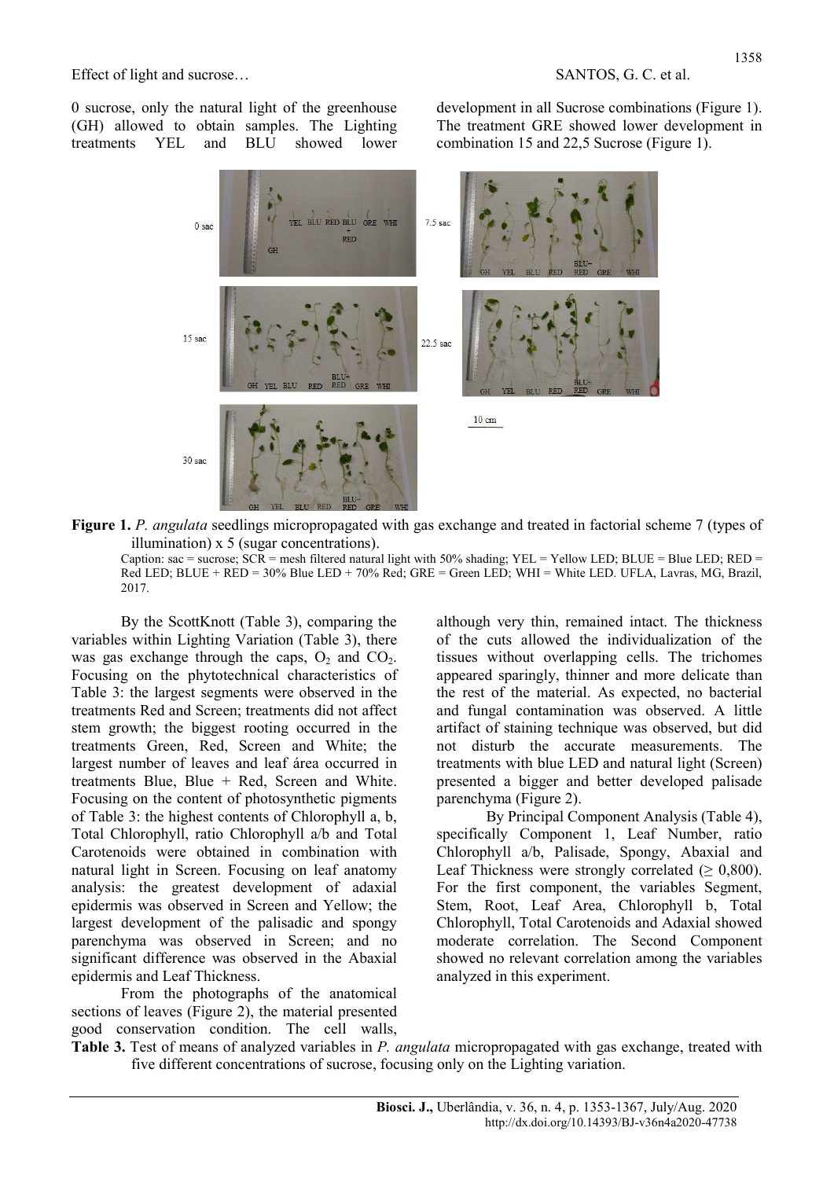0 sucrose, only the natural light of the greenhouse (GH) allowed to obtain samples. The Lighting treatments YEL and BLU showed lower development in all Sucrose combinations (Figure 1). The treatment GRE showed lower development in combination 15 and 22,5 Sucrose (Figure 1).

**Figure 1.** *P. angulata* seedlings micropropagated with gas exchange and treated in factorial scheme 7 (types of illumination) x 5 (sugar concentrations).

Caption: sac = sucrose; SCR = mesh filtered natural light with 50% shading; YEL = Yellow LED; BLUE = Blue LED; RED = Red LED; BLUE + RED = 30% Blue LED + 70% Red; GRE = Green LED; WHI = White LED. UFLA, Lavras, MG, Brazil, 2017.

By the ScottKnott (Table 3), comparing the variables within Lighting Variation (Table 3), there was gas exchange through the caps, $O_2$ and $CO_2$. Focusing on the phytotechnical characteristics of Table 3: the largest segments were observed in the treatments Red and Screen; treatments did not affect stem growth; the biggest rooting occurred in the treatments Green, Red, Screen and White; the largest number of leaves and leaf área occurred in treatments Blue, Blue + Red, Screen and White. Focusing on the content of photosynthetic pigments of Table 3: the highest contents of Chlorophyll a, b, Total Chlorophyll, ratio Chlorophyll a/b and Total Carotenoids were obtained in combination with natural light in Screen. Focusing on leaf anatomy analysis: the greatest development of adaxial epidermis was observed in Screen and Yellow; the largest development of the palisadic and spongy parenchyma was observed in Screen; and no significant difference was observed in the Abaxial epidermis and Leaf Thickness.

From the photographs of the anatomical sections of leaves (Figure 2), the material presented good conservation condition. The cell walls, although very thin, remained intact. The thickness of the cuts allowed the individualization of the tissues without overlapping cells. The trichomes appeared sparingly, thinner and more delicate than the rest of the material. As expected, no bacterial and fungal contamination was observed. A little artifact of staining technique was observed, but did not disturb the accurate measurements. The treatments with blue LED and natural light (Screen) presented a bigger and better developed palisade parenchyma (Figure 2).

By Principal Component Analysis (Table 4), specifically Component 1, Leaf Number, ratio Chlorophyll a/b, Palisade, Spongy, Abaxial and Leaf Thickness were strongly correlated ($\geq$ 0,800). For the first component, the variables Segment, Stem, Root, Leaf Area, Chlorophyll b, Total Chlorophyll, Total Carotenoids and Adaxial showed moderate correlation. The Second Component showed no relevant correlation among the variables analyzed in this experiment.

**Table 3.** Test of means of analyzed variables in *P. angulata* micropropagated with gas exchange, treated with five different concentrations of sucrose, focusing only on the Lighting variation.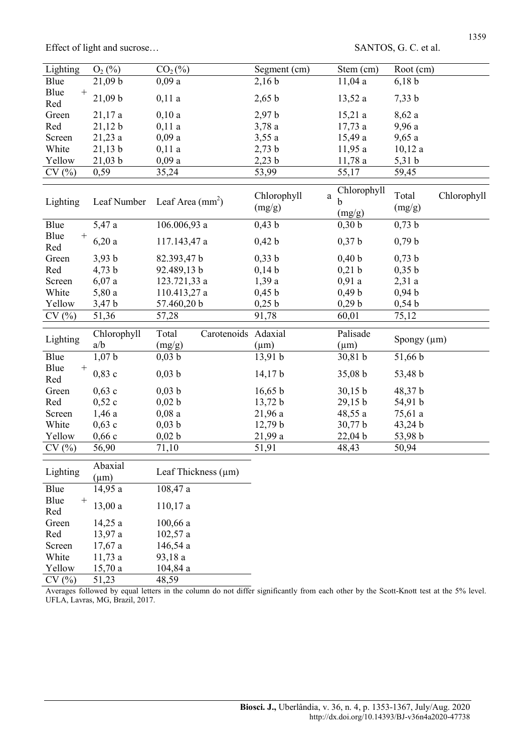| Lighting | $O_2$ (%) | $CO_2$ (%) | Segment (cm) | Stem (cm) | Root (cm) |
|---|---|---|---|---|---|
| Blue | 21,09 b | 0,09 a | 2,16 b | 11,04 a | 6,18 b |
| Blue + Red | 21,09 b | 0,11 a | 2,65 b | 13,52 a | 7,33 b |
| Green | 21,17 a | 0,10 a | 2,97 b | 15,21 a | 8,62 a |
| Red | 21,12 b | 0,11 a | 3,78 a | 17,73 a | 9,96 a |
| Screen | 21,23 a | 0,09 a | 3,55 a | 15,49 a | 9,65 a |
| White | 21,13 b | 0,11 a | 2,73 b | 11,95 a | 10,12 a |
| Yellow | 21,03 b | 0,09 a | 2,23 b | 11,78 a | 5,31 b |
| CV (%) | 0,59 | 35,24 | 53,99 | 55,17 | 59,45 |

| Lighting | Leaf Number | Leaf Area ($mm^2$) | Chlorophyll a (mg/g) | Chlorophyll b (mg/g) | Total Chlorophyll (mg/g) |
|---|---|---|---|---|---|
| Blue | 5,47 a | 106.006,93 a | 0,43 b | 0,30 b | 0,73 b |
| Blue + Red | 6,20 a | 117.143,47 a | 0,42 b | 0,37 b | 0,79 b |
| Green | 3,93 b | 82.393,47 b | 0,33 b | 0,40 b | 0,73 b |
| Red | 4,73 b | 92.489,13 b | 0,14 b | 0,21 b | 0,35 b |
| Screen | 6,07 a | 123.721,33 a | 1,39 a | 0,91 a | 2,31 a |
| White | 5,80 a | 110.413,27 a | 0,45 b | 0,49 b | 0,94 b |
| Yellow | 3,47 b | 57.460,20 b | 0,25 b | 0,29 b | 0,54 b |
| CV (%) | 51,36 | 57,28 | 91,78 | 60,01 | 75,12 |

| Lighting | Chlorophyll a/b | Total Carotenoids (mg/g) | Adaxial (µm) | Palisade (µm) | Spongy (µm) |
|---|---|---|---|---|---|
| Blue | 1,07 b | 0,03 b | 13,91 b | 30,81 b | 51,66 b |
| Blue + Red | 0,83 c | 0,03 b | 14,17 b | 35,08 b | 53,48 b |
| Green | 0,63 c | 0,03 b | 16,65 b | 30,15 b | 48,37 b |
| Red | 0,52 c | 0,02 b | 13,72 b | 29,15 b | 54,91 b |
| Screen | 1,46 a | 0,08 a | 21,96 a | 48,55 a | 75,61 a |
| White | 0,63 c | 0,03 b | 12,79 b | 30,77 b | 43,24 b |
| Yellow | 0,66 c | 0,02 b | 21,99 a | 22,04 b | 53,98 b |
| CV (%) | 56,90 | 71,10 | 51,91 | 48,43 | 50,94 |

| Lighting | Abaxial (µm) | Leaf Thickness (µm) |
|---|---|---|
| Blue | 14,95 a | 108,47 a |
| Blue + Red | 13,00 a | 110,17 a |
| Green | 14,25 a | 100,66 a |
| Red | 13,97 a | 102,57 a |
| Screen | 17,67 a | 146,54 a |
| White | 11,73 a | 93,18 a |
| Yellow | 15,70 a | 104,84 a |
| CV (%) | 51,23 | 48,59 |

Averages followed by equal letters in the column do not differ significantly from each other by the Scott-Knott test at the 5% level. UFLA, Lavras, MG, Brazil, 2017.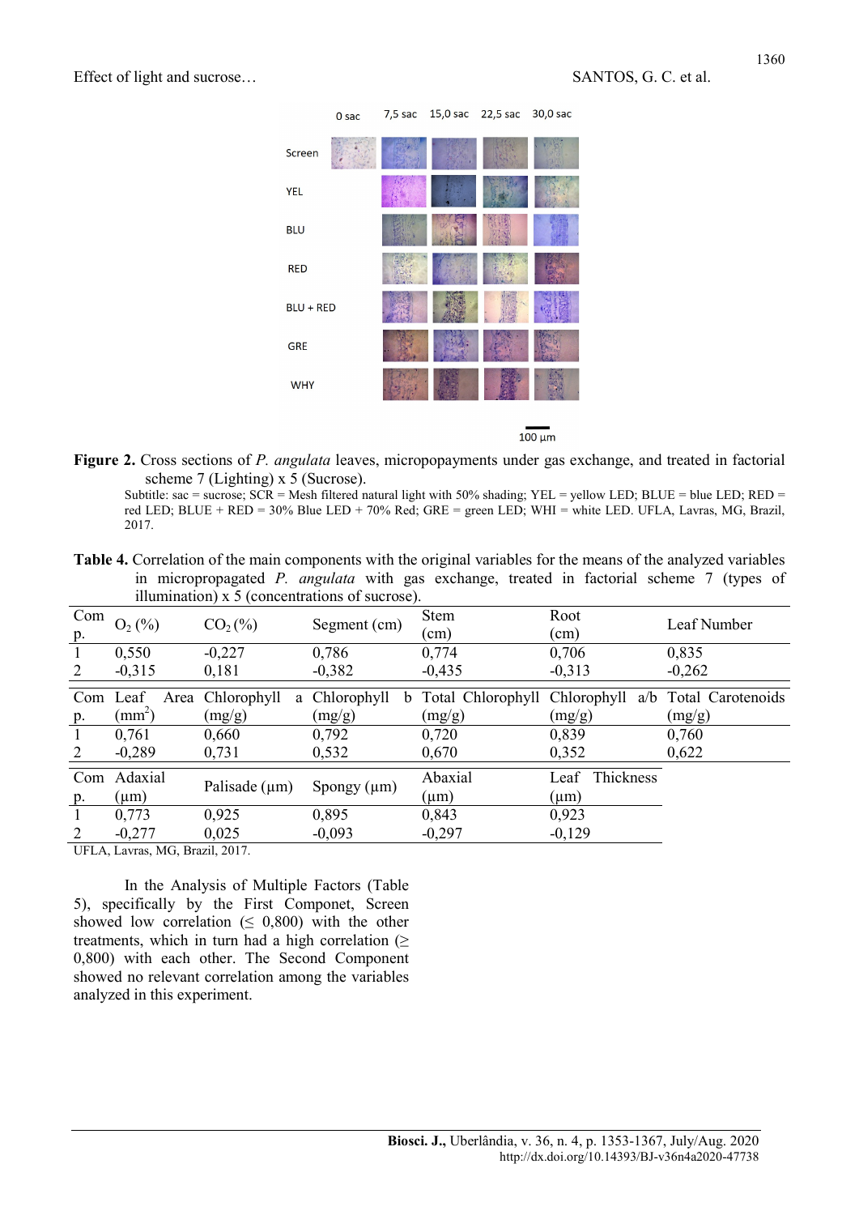**Figure 2.** Cross sections of *P. angulata* leaves, micropopayments under gas exchange, and treated in factorial scheme 7 (Lighting) x 5 (Sucrose).

Subtitle: sac = sucrose; SCR = Mesh filtered natural light with 50% shading; YEL = yellow LED; BLUE = blue LED; RED = red LED; BLUE + RED = 30% Blue LED + 70% Red; GRE = green LED; WHI = white LED. UFLA, Lavras, MG, Brazil, 2017.

**Table 4.** Correlation of the main components with the original variables for the means of the analyzed variables in micropropagated *P. angulata* with gas exchange, treated in factorial scheme 7 (types of illumination) x 5 (concentrations of sucrose).

| Comp. | $O_2$ (%) | $CO_2$ (%) | Segment (cm) | Stem (cm) | Root (cm) | Leaf Number |
|---|---|---|---|---|---|---|
| 1 | 0,550 | -0,227 | 0,786 | 0,774 | 0,706 | 0,835 |
| 2 | -0,315 | 0,181 | -0,382 | -0,435 | -0,313 | -0,262 |

| Comp. | Leaf Area ($mm^2$) | Chlorophyll a (mg/g) | Chlorophyll b (mg/g) | Total Chlorophyll (mg/g) | Chlorophyll a/b | Total Carotenoids (mg/g) |
|---|---|---|---|---|---|---|
| 1 | 0,761 | 0,660 | 0,792 | 0,720 | 0,839 | 0,760 |
| 2 | -0,289 | 0,731 | 0,532 | 0,670 | 0,352 | 0,622 |

| Comp. | Adaxial (µm) | Palisade (µm) | Spongy (µm) | Abaxial (µm) | Leaf Thickness (µm) |
|---|---|---|---|---|---|
| 1 | 0,773 | 0,925 | 0,895 | 0,843 | 0,923 |
| 2 | -0,277 | 0,025 | -0,093 | -0,297 | -0,129 |

UFLA, Lavras, MG, Brazil, 2017.

In the Analysis of Multiple Factors (Table 5), specifically by the First Componet, Screen showed low correlation (≤ 0,800) with the other treatments, which in turn had a high correlation (≥ 0,800) with each other. The Second Component showed no relevant correlation among the variables analyzed in this experiment.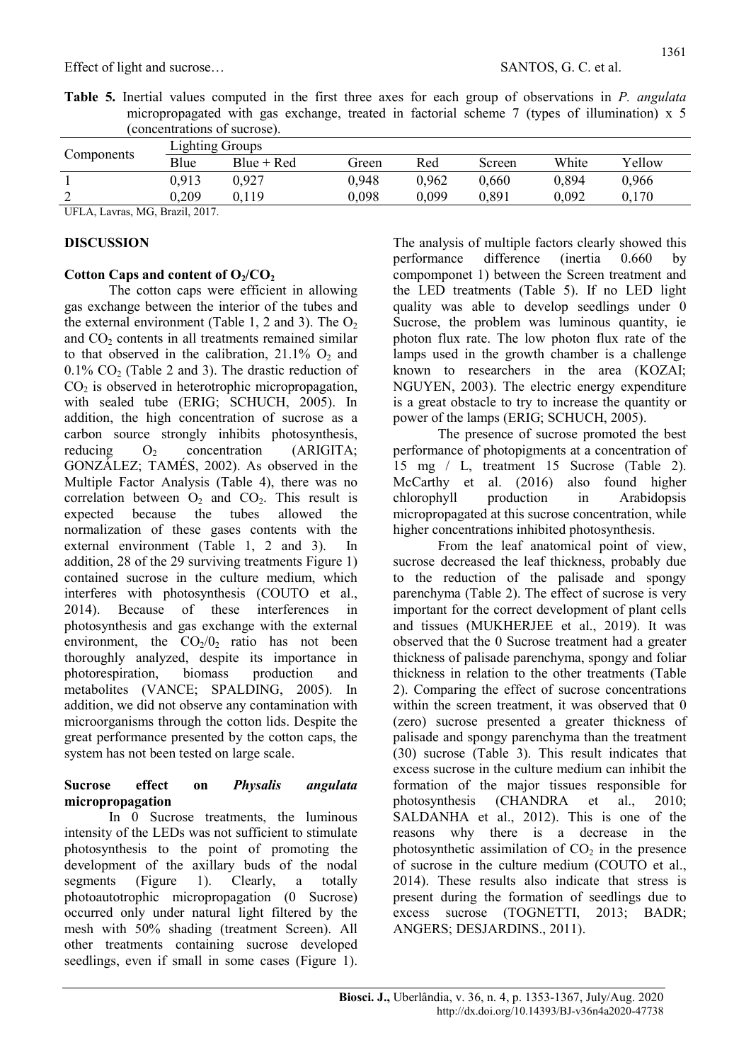**Table 5.** Inertial values computed in the first three axes for each group of observations in *P. angulata* micropropagated with gas exchange, treated in factorial scheme 7 (types of illumination) x 5 (concentrations of sucrose).

| Components | Lighting Groups | | | | | | |
|---|---|---|---|---|---|---|---|
| | Blue | Blue + Red | Green | Red | Screen | White | Yellow |
| 1 | 0,913 | 0,927 | 0,948 | 0,962 | 0,660 | 0,894 | 0,966 |
| 2 | 0,209 | 0,119 | 0,098 | 0,099 | 0,891 | 0,092 | 0,170 |

UFLA, Lavras, MG, Brazil, 2017.

## DISCUSSION

### Cotton Caps and content of $O_2/CO_2$

The cotton caps were efficient in allowing gas exchange between the interior of the tubes and the external environment (Table 1, 2 and 3). The $O_2$ and $CO_2$ contents in all treatments remained similar to that observed in the calibration, 21.1% $O_2$ and 0.1% $CO_2$ (Table 2 and 3). The drastic reduction of $CO_2$ is observed in heterotrophic micropropagation, with sealed tube (ERIG; SCHUCH, 2005). In addition, the high concentration of sucrose as a carbon source strongly inhibits photosynthesis, reducing $O_2$ concentration (ARIGITA; GONZÁLEZ; TAMÉS, 2002). As observed in the Multiple Factor Analysis (Table 4), there was no correlation between $O_2$ and $CO_2$. This result is expected because the tubes allowed the normalization of these gases contents with the external environment (Table 1, 2 and 3). In addition, 28 of the 29 surviving treatments Figure 1) contained sucrose in the culture medium, which interferes with photosynthesis (COUTO et al., 2014). Because of these interferences in photosynthesis and gas exchange with the external environment, the $CO_2/0_2$ ratio has not been thoroughly analyzed, despite its importance in photorespiration, biomass production and metabolites (VANCE; SPALDING, 2005). In addition, we did not observe any contamination with microorganisms through the cotton lids. Despite the great performance presented by the cotton caps, the system has not been tested on large scale.

### Sucrose effect on *Physalis angulata* micropropagation

In 0 Sucrose treatments, the luminous intensity of the LEDs was not sufficient to stimulate photosynthesis to the point of promoting the development of the axillary buds of the nodal segments (Figure 1). Clearly, a totally photoautotrophic micropropagation (0 Sucrose) occurred only under natural light filtered by the mesh with 50% shading (treatment Screen). All other treatments containing sucrose developed seedlings, even if small in some cases (Figure 1). The analysis of multiple factors clearly showed this performance difference (inertia 0.660 by compomponet 1) between the Screen treatment and the LED treatments (Table 5). If no LED light quality was able to develop seedlings under 0 Sucrose, the problem was luminous quantity, ie photon flux rate. The low photon flux rate of the lamps used in the growth chamber is a challenge known to researchers in the area (KOZAI; NGUYEN, 2003). The electric energy expenditure is a great obstacle to try to increase the quantity or power of the lamps (ERIG; SCHUCH, 2005).

The presence of sucrose promoted the best performance of photopigments at a concentration of 15 mg / L, treatment 15 Sucrose (Table 2). McCarthy et al. (2016) also found higher chlorophyll production in Arabidopsis micropropagated at this sucrose concentration, while higher concentrations inhibited photosynthesis.

From the leaf anatomical point of view, sucrose decreased the leaf thickness, probably due to the reduction of the palisade and spongy parenchyma (Table 2). The effect of sucrose is very important for the correct development of plant cells and tissues (MUKHERJEE et al., 2019). It was observed that the 0 Sucrose treatment had a greater thickness of palisade parenchyma, spongy and foliar thickness in relation to the other treatments (Table 2). Comparing the effect of sucrose concentrations within the screen treatment, it was observed that 0 (zero) sucrose presented a greater thickness of palisade and spongy parenchyma than the treatment (30) sucrose (Table 3). This result indicates that excess sucrose in the culture medium can inhibit the formation of the major tissues responsible for photosynthesis (CHANDRA et al., 2010; SALDANHA et al., 2012). This is one of the reasons why there is a decrease in the photosynthetic assimilation of $CO_2$ in the presence of sucrose in the culture medium (COUTO et al., 2014). These results also indicate that stress is present during the formation of seedlings due to excess sucrose (TOGNETTI, 2013; BADR; ANGERS; DESJARDINS., 2011).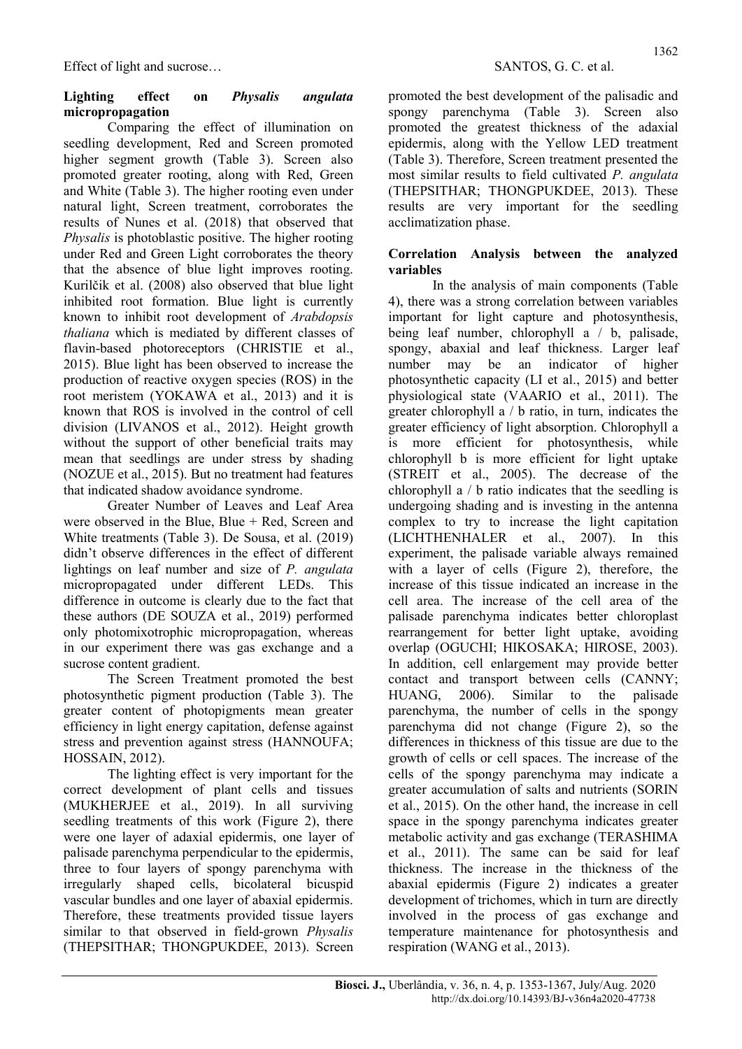## Lighting effect on *Physalis angulata* micropropagation

Comparing the effect of illumination on seedling development, Red and Screen promoted higher segment growth (Table 3). Screen also promoted greater rooting, along with Red, Green and White (Table 3). The higher rooting even under natural light, Screen treatment, corroborates the results of Nunes et al. (2018) that observed that *Physalis* is photoblastic positive. The higher rooting under Red and Green Light corroborates the theory that the absence of blue light improves rooting. Kurilčik et al. (2008) also observed that blue light inhibited root formation. Blue light is currently known to inhibit root development of *Arabdopsis thaliana* which is mediated by different classes of flavin-based photoreceptors (CHRISTIE et al., 2015). Blue light has been observed to increase the production of reactive oxygen species (ROS) in the root meristem (YOKAWA et al., 2013) and it is known that ROS is involved in the control of cell division (LIVANOS et al., 2012). Height growth without the support of other beneficial traits may mean that seedlings are under stress by shading (NOZUE et al., 2015). But no treatment had features that indicated shadow avoidance syndrome.

Greater Number of Leaves and Leaf Area were observed in the Blue, Blue + Red, Screen and White treatments (Table 3). De Sousa, et al. (2019) didn't observe differences in the effect of different lightings on leaf number and size of *P. angulata* micropropagated under different LEDs. This difference in outcome is clearly due to the fact that these authors (DE SOUZA et al., 2019) performed only photomixotrophic micropropagation, whereas in our experiment there was gas exchange and a sucrose content gradient.

The Screen Treatment promoted the best photosynthetic pigment production (Table 3). The greater content of photopigments mean greater efficiency in light energy capitation, defense against stress and prevention against stress (HANNOUFA; HOSSAIN, 2012).

The lighting effect is very important for the correct development of plant cells and tissues (MUKHERJEE et al., 2019). In all surviving seedling treatments of this work (Figure 2), there were one layer of adaxial epidermis, one layer of palisade parenchyma perpendicular to the epidermis, three to four layers of spongy parenchyma with irregularly shaped cells, bicolateral bicuspid vascular bundles and one layer of abaxial epidermis. Therefore, these treatments provided tissue layers similar to that observed in field-grown *Physalis* (THEPSITHAR; THONGPUKDEE, 2013). Screen promoted the best development of the palisadic and spongy parenchyma (Table 3). Screen also promoted the greatest thickness of the adaxial epidermis, along with the Yellow LED treatment (Table 3). Therefore, Screen treatment presented the most similar results to field cultivated *P. angulata* (THEPSITHAR; THONGPUKDEE, 2013). These results are very important for the seedling acclimatization phase.

## Correlation Analysis between the analyzed variables

In the analysis of main components (Table 4), there was a strong correlation between variables important for light capture and photosynthesis, being leaf number, chlorophyll a / b, palisade, spongy, abaxial and leaf thickness. Larger leaf number may be an indicator of higher photosynthetic capacity (LI et al., 2015) and better physiological state (VAARIO et al., 2011). The greater chlorophyll a / b ratio, in turn, indicates the greater efficiency of light absorption. Chlorophyll a is more efficient for photosynthesis, while chlorophyll b is more efficient for light uptake (STREIT et al., 2005). The decrease of the chlorophyll a / b ratio indicates that the seedling is undergoing shading and is investing in the antenna complex to try to increase the light capitation (LICHTHENHALER et al., 2007). In this experiment, the palisade variable always remained with a layer of cells (Figure 2), therefore, the increase of this tissue indicated an increase in the cell area. The increase of the cell area of the palisade parenchyma indicates better chloroplast rearrangement for better light uptake, avoiding overlap (OGUCHI; HIKOSAKA; HIROSE, 2003). In addition, cell enlargement may provide better contact and transport between cells (CANNY; HUANG, 2006). Similar to the palisade parenchyma, the number of cells in the spongy parenchyma did not change (Figure 2), so the differences in thickness of this tissue are due to the growth of cells or cell spaces. The increase of the cells of the spongy parenchyma may indicate a greater accumulation of salts and nutrients (SORIN et al., 2015). On the other hand, the increase in cell space in the spongy parenchyma indicates greater metabolic activity and gas exchange (TERASHIMA et al., 2011). The same can be said for leaf thickness. The increase in the thickness of the abaxial epidermis (Figure 2) indicates a greater development of trichomes, which in turn are directly involved in the process of gas exchange and temperature maintenance for photosynthesis and respiration (WANG et al., 2013).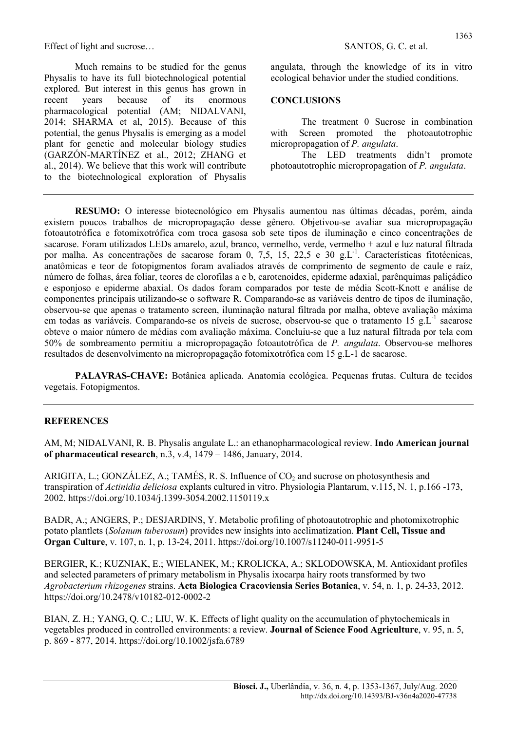Much remains to be studied for the genus Physalis to have its full biotechnological potential explored. But interest in this genus has grown in recent years because of its enormous pharmacological potential (AM; NIDALVANI, 2014; SHARMA et al, 2015). Because of this potential, the genus Physalis is emerging as a model plant for genetic and molecular biology studies (GARZÓN-MARTÍNEZ et al., 2012; ZHANG et al., 2014). We believe that this work will contribute to the biotechnological exploration of Physalis angulata, through the knowledge of its in vitro ecological behavior under the studied conditions.

## CONCLUSIONS

The treatment 0 Sucrose in combination with Screen promoted the photoautotrophic micropropagation of *P. angulata*.

The LED treatments didn't promote photoautotrophic micropropagation of *P. angulata*.

---

**RESUMO:** O interesse biotecnológico em Physalis aumentou nas últimas décadas, porém, ainda existem poucos trabalhos de micropropagação desse gênero. Objetivou-se avaliar sua micropropagação fotoautotrófica e fotomixotrófica com troca gasosa sob sete tipos de iluminação e cinco concentrações de sacarose. Foram utilizados LEDs amarelo, azul, branco, vermelho, verde, vermelho + azul e luz natural filtrada por malha. As concentrações de sacarose foram 0, 7,5, 15, 22,5 e 30 $g.L^{-1}$. Características fitotécnicas, anatômicas e teor de fotopigmentos foram avaliados através de comprimento de segmento de caule e raíz, número de folhas, área foliar, teores de clorofilas a e b, carotenoides, epiderme adaxial, parênquimas paliçádico e esponjoso e epiderme abaxial. Os dados foram comparados por teste de média Scott-Knott e análise de componentes principais utilizando-se o software R. Comparando-se as variáveis dentro de tipos de iluminação, observou-se que apenas o tratamento screen, iluminação natural filtrada por malha, obteve avaliação máxima em todas as variáveis. Comparando-se os níveis de sucrose, observou-se que o tratamento 15 $g.L^{-1}$ sacarose obteve o maior número de médias com avaliação máxima. Concluiu-se que a luz natural filtrada por tela com 50% de sombreamento permitiu a micropropagação fotoautotrófica de *P. angulata*. Observou-se melhores resultados de desenvolvimento na micropropagação fotomixotrófica com 15 g.L-1 de sacarose.

**PALAVRAS-CHAVE:** Botânica aplicada. Anatomia ecológica. Pequenas frutas. Cultura de tecidos vegetais. Fotopigmentos.

---

## REFERENCES

AM, M; NIDALVANI, R. B. Physalis angulate L.: an ethanopharmacological review. **Indo American journal of pharmaceutical research**, n.3, v.4, 1479 – 1486, January, 2014.

ARIGITA, L.; GONZÁLEZ, A.; TAMÉS, R. S. Influence of $CO_2$ and sucrose on photosynthesis and transpiration of *Actinidia deliciosa* explants cultured in vitro. Physiologia Plantarum, v.115, N. 1, p.166 -173, 2002. https://doi.org/10.1034/j.1399-3054.2002.1150119.x

BADR, A.; ANGERS, P.; DESJARDINS, Y. Metabolic profiling of photoautotrophic and photomixotrophic potato plantlets (*Solanum tuberosum*) provides new insights into acclimatization. **Plant Cell, Tissue and Organ Culture**, v. 107, n. 1, p. 13-24, 2011. https://doi.org/10.1007/s11240-011-9951-5

BERGIER, K.; KUZNIAK, E.; WIELANEK, M.; KROLICKA, A.; SKLODOWSKA, M. Antioxidant profiles and selected parameters of primary metabolism in Physalis ixocarpa hairy roots transformed by two *Agrobacterium rhizogenes* strains. **Acta Biologica Cracoviensia Series Botanica**, v. 54, n. 1, p. 24-33, 2012. https://doi.org/10.2478/v10182-012-0002-2

BIAN, Z. H.; YANG, Q. C.; LIU, W. K. Effects of light quality on the accumulation of phytochemicals in vegetables produced in controlled environments: a review. **Journal of Science Food Agriculture**, v. 95, n. 5, p. 869 - 877, 2014. https://doi.org/10.1002/jsfa.6789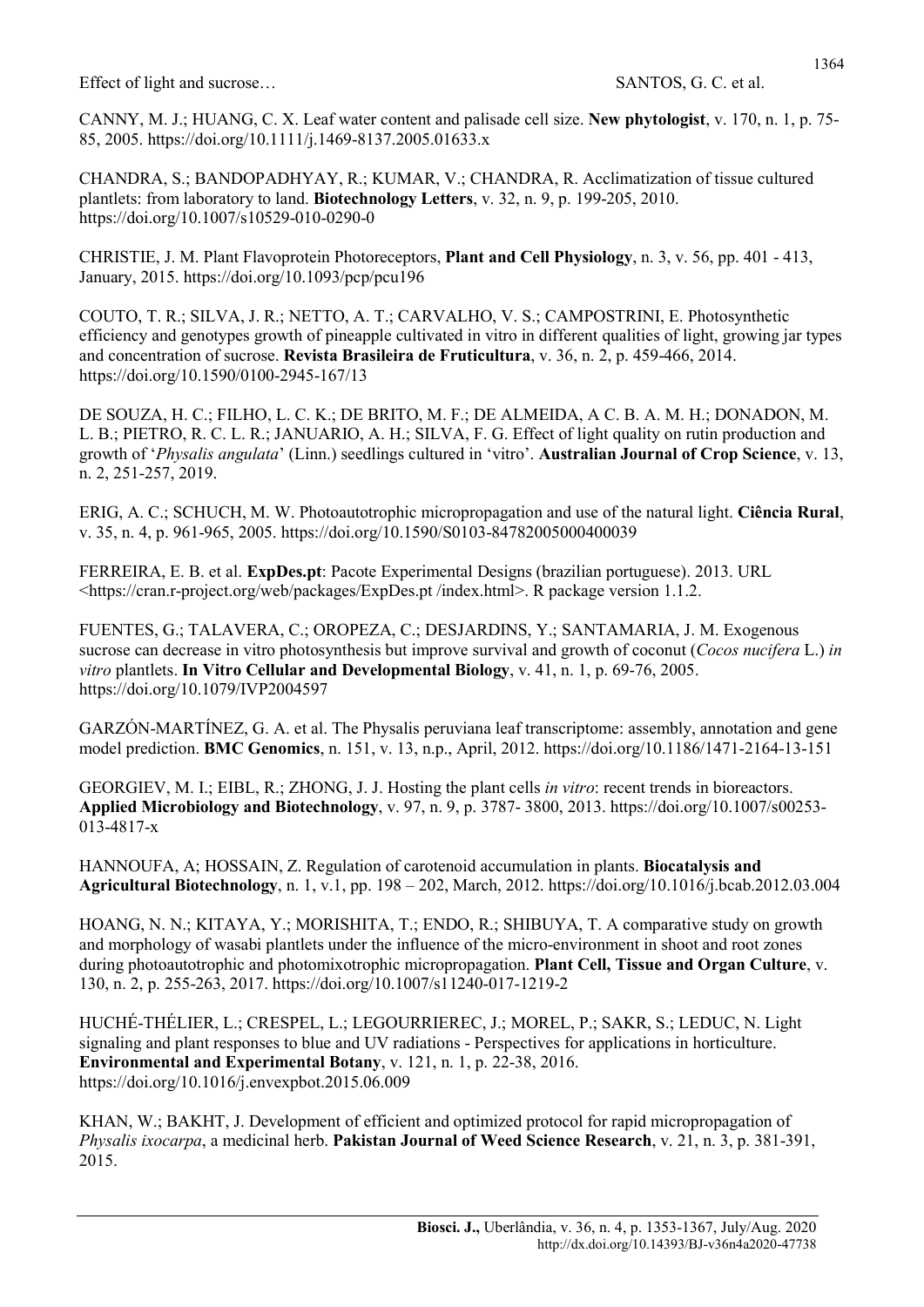CANNY, M. J.; HUANG, C. X. Leaf water content and palisade cell size. **New phytologist**, v. 170, n. 1, p. 75-85, 2005. https://doi.org/10.1111/j.1469-8137.2005.01633.x

CHANDRA, S.; BANDOPADHYAY, R.; KUMAR, V.; CHANDRA, R. Acclimatization of tissue cultured plantlets: from laboratory to land. **Biotechnology Letters**, v. 32, n. 9, p. 199-205, 2010. https://doi.org/10.1007/s10529-010-0290-0

CHRISTIE, J. M. Plant Flavoprotein Photoreceptors, **Plant and Cell Physiology**, n. 3, v. 56, pp. 401 - 413, January, 2015. https://doi.org/10.1093/pcp/pcu196

COUTO, T. R.; SILVA, J. R.; NETTO, A. T.; CARVALHO, V. S.; CAMPOSTRINI, E. Photosynthetic efficiency and genotypes growth of pineapple cultivated in vitro in different qualities of light, growing jar types and concentration of sucrose. **Revista Brasileira de Fruticultura**, v. 36, n. 2, p. 459-466, 2014. https://doi.org/10.1590/0100-2945-167/13

DE SOUZA, H. C.; FILHO, L. C. K.; DE BRITO, M. F.; DE ALMEIDA, A C. B. A. M. H.; DONADON, M. L. B.; PIETRO, R. C. L. R.; JANUARIO, A. H.; SILVA, F. G. Effect of light quality on rutin production and growth of '*Physalis angulata*' (Linn.) seedlings cultured in 'vitro'. **Australian Journal of Crop Science**, v. 13, n. 2, 251-257, 2019.

ERIG, A. C.; SCHUCH, M. W. Photoautotrophic micropropagation and use of the natural light. **Ciência Rural**, v. 35, n. 4, p. 961-965, 2005. https://doi.org/10.1590/S0103-84782005000400039

FERREIRA, E. B. et al. **ExpDes.pt**: Pacote Experimental Designs (brazilian portuguese). 2013. URL <https://cran.r-project.org/web/packages/ExpDes.pt /index.html>. R package version 1.1.2.

FUENTES, G.; TALAVERA, C.; OROPEZA, C.; DESJARDINS, Y.; SANTAMARIA, J. M. Exogenous sucrose can decrease in vitro photosynthesis but improve survival and growth of coconut (*Cocos nucifera* L.) *in vitro* plantlets. **In Vitro Cellular and Developmental Biology**, v. 41, n. 1, p. 69-76, 2005. https://doi.org/10.1079/IVP2004597

GARZÓN-MARTÍNEZ, G. A. et al. The Physalis peruviana leaf transcriptome: assembly, annotation and gene model prediction. **BMC Genomics**, n. 151, v. 13, n.p., April, 2012. https://doi.org/10.1186/1471-2164-13-151

GEORGIEV, M. I.; EIBL, R.; ZHONG, J. J. Hosting the plant cells *in vitro*: recent trends in bioreactors. **Applied Microbiology and Biotechnology**, v. 97, n. 9, p. 3787- 3800, 2013. https://doi.org/10.1007/s00253-013-4817-x

HANNOUFA, A; HOSSAIN, Z. Regulation of carotenoid accumulation in plants. **Biocatalysis and Agricultural Biotechnology**, n. 1, v.1, pp. 198 – 202, March, 2012. https://doi.org/10.1016/j.bcab.2012.03.004

HOANG, N. N.; KITAYA, Y.; MORISHITA, T.; ENDO, R.; SHIBUYA, T. A comparative study on growth and morphology of wasabi plantlets under the influence of the micro-environment in shoot and root zones during photoautotrophic and photomixotrophic micropropagation. **Plant Cell, Tissue and Organ Culture**, v. 130, n. 2, p. 255-263, 2017. https://doi.org/10.1007/s11240-017-1219-2

HUCHÉ-THÉLIER, L.; CRESPEL, L.; LEGOURRIEREC, J.; MOREL, P.; SAKR, S.; LEDUC, N. Light signaling and plant responses to blue and UV radiations - Perspectives for applications in horticulture. **Environmental and Experimental Botany**, v. 121, n. 1, p. 22-38, 2016. https://doi.org/10.1016/j.envexpbot.2015.06.009

KHAN, W.; BAKHT, J. Development of efficient and optimized protocol for rapid micropropagation of *Physalis ixocarpa*, a medicinal herb. **Pakistan Journal of Weed Science Research**, v. 21, n. 3, p. 381-391, 2015.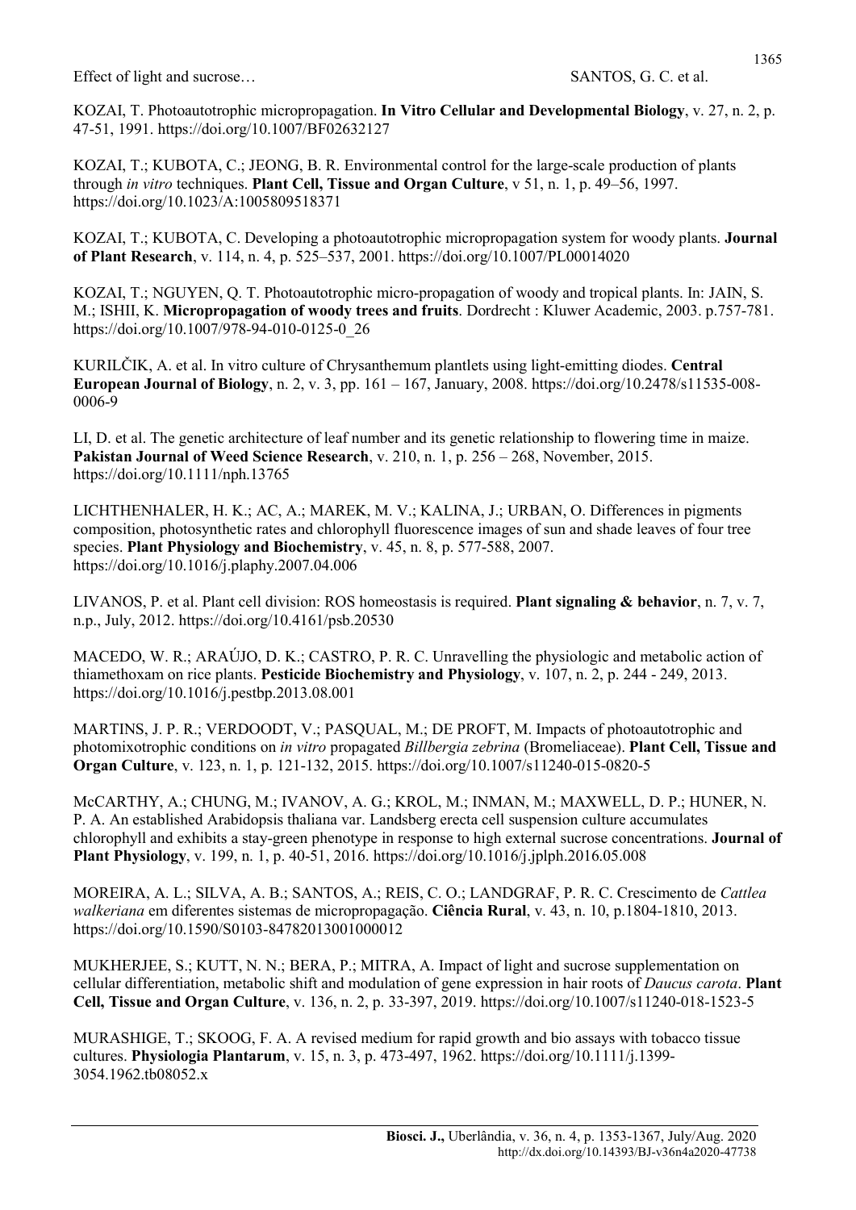KOZAI, T. Photoautotrophic micropropagation. **In Vitro Cellular and Developmental Biology**, v. 27, n. 2, p. 47-51, 1991. https://doi.org/10.1007/BF02632127

KOZAI, T.; KUBOTA, C.; JEONG, B. R. Environmental control for the large-scale production of plants through *in vitro* techniques. **Plant Cell, Tissue and Organ Culture**, v 51, n. 1, p. 49–56, 1997. https://doi.org/10.1023/A:1005809518371

KOZAI, T.; KUBOTA, C. Developing a photoautotrophic micropropagation system for woody plants. **Journal of Plant Research**, v. 114, n. 4, p. 525–537, 2001. https://doi.org/10.1007/PL00014020

KOZAI, T.; NGUYEN, Q. T. Photoautotrophic micro-propagation of woody and tropical plants. In: JAIN, S. M.; ISHII, K. **Micropropagation of woody trees and fruits**. Dordrecht : Kluwer Academic, 2003. p.757-781. https://doi.org/10.1007/978-94-010-0125-0_26

KURILČIK, A. et al. In vitro culture of Chrysanthemum plantlets using light-emitting diodes. **Central European Journal of Biology**, n. 2, v. 3, pp. 161 – 167, January, 2008. https://doi.org/10.2478/s11535-008-0006-9

LI, D. et al. The genetic architecture of leaf number and its genetic relationship to flowering time in maize. **Pakistan Journal of Weed Science Research**, v. 210, n. 1, p. 256 – 268, November, 2015. https://doi.org/10.1111/nph.13765

LICHTHENHALER, H. K.; AC, A.; MAREK, M. V.; KALINA, J.; URBAN, O. Differences in pigments composition, photosynthetic rates and chlorophyll fluorescence images of sun and shade leaves of four tree species. **Plant Physiology and Biochemistry**, v. 45, n. 8, p. 577-588, 2007. https://doi.org/10.1016/j.plaphy.2007.04.006

LIVANOS, P. et al. Plant cell division: ROS homeostasis is required. **Plant signaling & behavior**, n. 7, v. 7, n.p., July, 2012. https://doi.org/10.4161/psb.20530

MACEDO, W. R.; ARAÚJO, D. K.; CASTRO, P. R. C. Unravelling the physiologic and metabolic action of thiamethoxam on rice plants. **Pesticide Biochemistry and Physiology**, v. 107, n. 2, p. 244 - 249, 2013. https://doi.org/10.1016/j.pestbp.2013.08.001

MARTINS, J. P. R.; VERDOODT, V.; PASQUAL, M.; DE PROFT, M. Impacts of photoautotrophic and photomixotrophic conditions on *in vitro* propagated *Billbergia zebrina* (Bromeliaceae). **Plant Cell, Tissue and Organ Culture**, v. 123, n. 1, p. 121-132, 2015. https://doi.org/10.1007/s11240-015-0820-5

McCARTHY, A.; CHUNG, M.; IVANOV, A. G.; KROL, M.; INMAN, M.; MAXWELL, D. P.; HUNER, N. P. A. An established Arabidopsis thaliana var. Landsberg erecta cell suspension culture accumulates chlorophyll and exhibits a stay-green phenotype in response to high external sucrose concentrations. **Journal of Plant Physiology**, v. 199, n. 1, p. 40-51, 2016. https://doi.org/10.1016/j.jplph.2016.05.008

MOREIRA, A. L.; SILVA, A. B.; SANTOS, A.; REIS, C. O.; LANDGRAF, P. R. C. Crescimento de *Cattlea walkeriana* em diferentes sistemas de micropropagação. **Ciência Rural**, v. 43, n. 10, p.1804-1810, 2013. https://doi.org/10.1590/S0103-84782013001000012

MUKHERJEE, S.; KUTT, N. N.; BERA, P.; MITRA, A. Impact of light and sucrose supplementation on cellular differentiation, metabolic shift and modulation of gene expression in hair roots of *Daucus carota*. **Plant Cell, Tissue and Organ Culture**, v. 136, n. 2, p. 33-397, 2019. https://doi.org/10.1007/s11240-018-1523-5

MURASHIGE, T.; SKOOG, F. A. A revised medium for rapid growth and bio assays with tobacco tissue cultures. **Physiologia Plantarum**, v. 15, n. 3, p. 473-497, 1962. https://doi.org/10.1111/j.1399-3054.1962.tb08052.x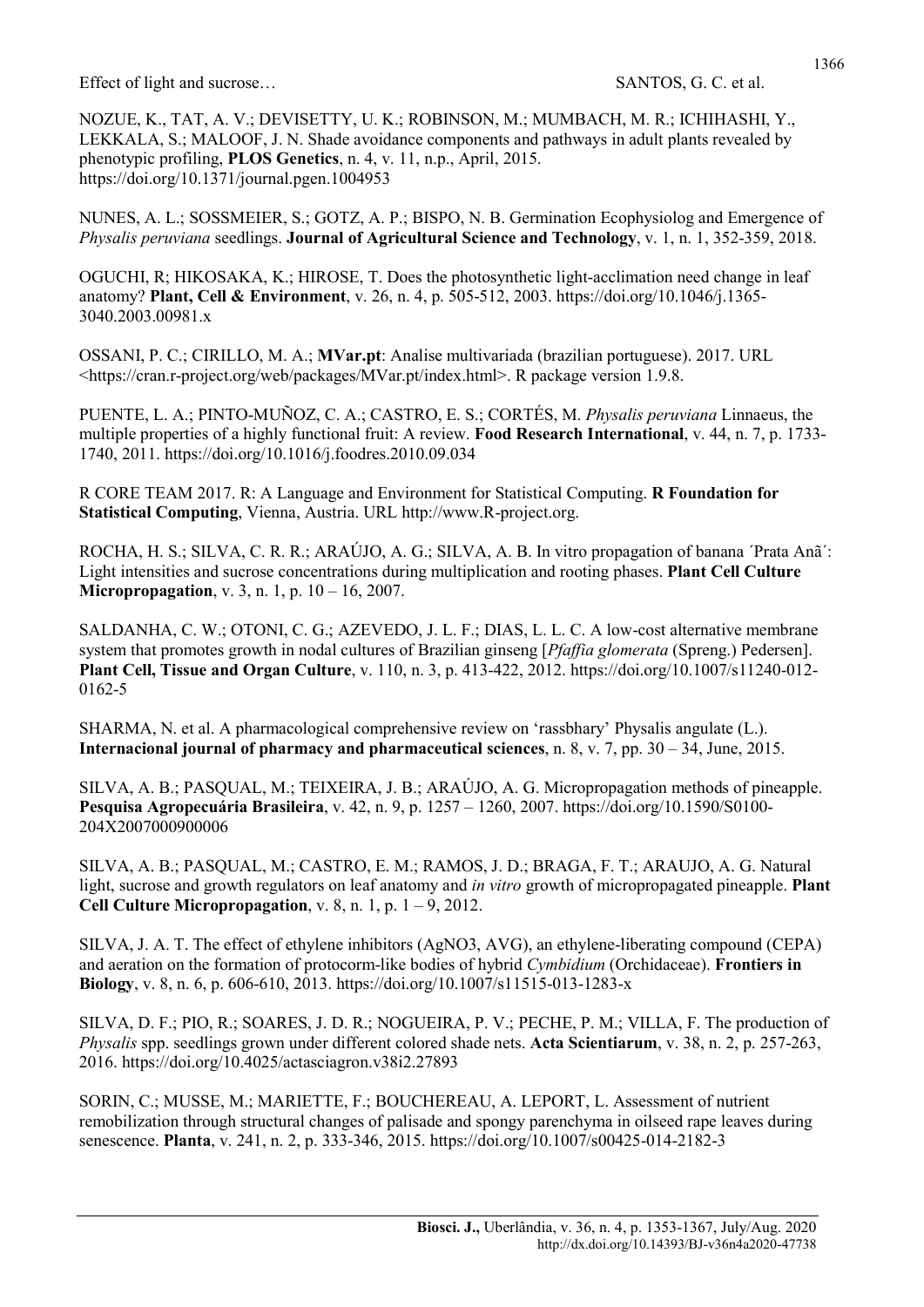NOZUE, K., TAT, A. V.; DEVISETTY, U. K.; ROBINSON, M.; MUMBACH, M. R.; ICHIHASHI, Y., LEKKALA, S.; MALOOF, J. N. Shade avoidance components and pathways in adult plants revealed by phenotypic profiling, **PLOS Genetics**, n. 4, v. 11, n.p., April, 2015. https://doi.org/10.1371/journal.pgen.1004953

NUNES, A. L.; SOSSMEIER, S.; GOTZ, A. P.; BISPO, N. B. Germination Ecophysiolog and Emergence of *Physalis peruviana* seedlings. **Journal of Agricultural Science and Technology**, v. 1, n. 1, 352-359, 2018.

OGUCHI, R; HIKOSAKA, K.; HIROSE, T. Does the photosynthetic light-acclimation need change in leaf anatomy? **Plant, Cell & Environment**, v. 26, n. 4, p. 505-512, 2003. https://doi.org/10.1046/j.1365-3040.2003.00981.x

OSSANI, P. C.; CIRILLO, M. A.; **MVar.pt**: Analise multivariada (brazilian portuguese). 2017. URL <https://cran.r-project.org/web/packages/MVar.pt/index.html>. R package version 1.9.8.

PUENTE, L. A.; PINTO-MUÑOZ, C. A.; CASTRO, E. S.; CORTÉS, M. *Physalis peruviana* Linnaeus, the multiple properties of a highly functional fruit: A review. **Food Research International**, v. 44, n. 7, p. 1733-1740, 2011. https://doi.org/10.1016/j.foodres.2010.09.034

R CORE TEAM 2017. R: A Language and Environment for Statistical Computing. **R Foundation for Statistical Computing**, Vienna, Austria. URL http://www.R-project.org.

ROCHA, H. S.; SILVA, C. R. R.; ARAÚJO, A. G.; SILVA, A. B. In vitro propagation of banana ´Prata Anã´: Light intensities and sucrose concentrations during multiplication and rooting phases. **Plant Cell Culture Micropropagation**, v. 3, n. 1, p. 10 – 16, 2007.

SALDANHA, C. W.; OTONI, C. G.; AZEVEDO, J. L. F.; DIAS, L. L. C. A low-cost alternative membrane system that promotes growth in nodal cultures of Brazilian ginseng [*Pfaffia glomerata* (Spreng.) Pedersen]. **Plant Cell, Tissue and Organ Culture**, v. 110, n. 3, p. 413-422, 2012. https://doi.org/10.1007/s11240-012-0162-5

SHARMA, N. et al. A pharmacological comprehensive review on 'rassbhary' Physalis angulate (L.). **Internacional journal of pharmacy and pharmaceutical sciences**, n. 8, v. 7, pp. 30 – 34, June, 2015.

SILVA, A. B.; PASQUAL, M.; TEIXEIRA, J. B.; ARAÚJO, A. G. Micropropagation methods of pineapple. **Pesquisa Agropecuária Brasileira**, v. 42, n. 9, p. 1257 – 1260, 2007. https://doi.org/10.1590/S0100-204X2007000900006

SILVA, A. B.; PASQUAL, M.; CASTRO, E. M.; RAMOS, J. D.; BRAGA, F. T.; ARAUJO, A. G. Natural light, sucrose and growth regulators on leaf anatomy and *in vitro* growth of micropropagated pineapple. **Plant Cell Culture Micropropagation**, v. 8, n. 1, p. 1 – 9, 2012.

SILVA, J. A. T. The effect of ethylene inhibitors ($AgNO_3$, AVG), an ethylene-liberating compound (CEPA) and aeration on the formation of protocorm-like bodies of hybrid *Cymbidium* (Orchidaceae). **Frontiers in Biology**, v. 8, n. 6, p. 606-610, 2013. https://doi.org/10.1007/s11515-013-1283-x

SILVA, D. F.; PIO, R.; SOARES, J. D. R.; NOGUEIRA, P. V.; PECHE, P. M.; VILLA, F. The production of *Physalis* spp. seedlings grown under different colored shade nets. **Acta Scientiarum**, v. 38, n. 2, p. 257-263, 2016. https://doi.org/10.4025/actasciagron.v38i2.27893

SORIN, C.; MUSSE, M.; MARIETTE, F.; BOUCHEREAU, A. LEPORT, L. Assessment of nutrient remobilization through structural changes of palisade and spongy parenchyma in oilseed rape leaves during senescence. **Planta**, v. 241, n. 2, p. 333-346, 2015. https://doi.org/10.1007/s00425-014-2182-3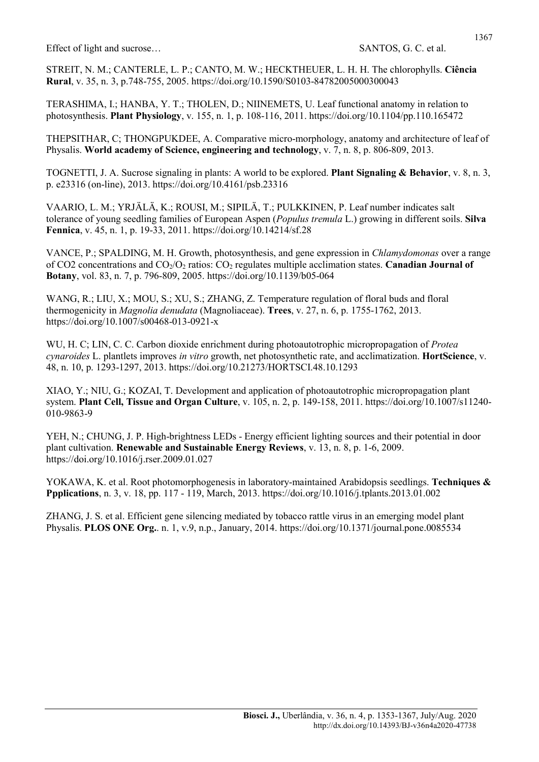STREIT, N. M.; CANTERLE, L. P.; CANTO, M. W.; HECKTHEUER, L. H. H. The chlorophylls. **Ciência Rural**, v. 35, n. 3, p.748-755, 2005. https://doi.org/10.1590/S0103-84782005000300043

TERASHIMA, I.; HANBA, Y. T.; THOLEN, D.; NIINEMETS, U. Leaf functional anatomy in relation to photosynthesis. **Plant Physiology**, v. 155, n. 1, p. 108-116, 2011. https://doi.org/10.1104/pp.110.165472

THEPSITHAR, C; THONGPUKDEE, A. Comparative micro-morphology, anatomy and architecture of leaf of Physalis. **World academy of Science, engineering and technology**, v. 7, n. 8, p. 806-809, 2013.

TOGNETTI, J. A. Sucrose signaling in plants: A world to be explored. **Plant Signaling & Behavior**, v. 8, n. 3, p. e23316 (on-line), 2013. https://doi.org/10.4161/psb.23316

VAARIO, L. M.; YRJÄLÄ, K.; ROUSI, M.; SIPILÄ, T.; PULKKINEN, P. Leaf number indicates salt tolerance of young seedling families of European Aspen (*Populus tremula* L.) growing in different soils. **Silva Fennica**, v. 45, n. 1, p. 19-33, 2011. https://doi.org/10.14214/sf.28

VANCE, P.; SPALDING, M. H. Growth, photosynthesis, and gene expression in *Chlamydomonas* over a range of CO2 concentrations and $CO_2/O_2$ ratios: $CO_2$ regulates multiple acclimation states. **Canadian Journal of Botany**, vol. 83, n. 7, p. 796-809, 2005. https://doi.org/10.1139/b05-064

WANG, R.; LIU, X.; MOU, S.; XU, S.; ZHANG, Z. Temperature regulation of floral buds and floral thermogenicity in *Magnolia denudata* (Magnoliaceae). **Trees**, v. 27, n. 6, p. 1755-1762, 2013. https://doi.org/10.1007/s00468-013-0921-x

WU, H. C; LIN, C. C. Carbon dioxide enrichment during photoautotrophic micropropagation of *Protea cynaroides* L. plantlets improves *in vitro* growth, net photosynthetic rate, and acclimatization. **HortScience**, v. 48, n. 10, p. 1293-1297, 2013. https://doi.org/10.21273/HORTSCI.48.10.1293

XIAO, Y.; NIU, G.; KOZAI, T. Development and application of photoautotrophic micropropagation plant system. **Plant Cell, Tissue and Organ Culture**, v. 105, n. 2, p. 149-158, 2011. https://doi.org/10.1007/s11240-010-9863-9

YEH, N.; CHUNG, J. P. High-brightness LEDs - Energy efficient lighting sources and their potential in door plant cultivation. **Renewable and Sustainable Energy Reviews**, v. 13, n. 8, p. 1-6, 2009. https://doi.org/10.1016/j.rser.2009.01.027

YOKAWA, K. et al. Root photomorphogenesis in laboratory-maintained Arabidopsis seedlings. **Techniques & Ppplications**, n. 3, v. 18, pp. 117 - 119, March, 2013. https://doi.org/10.1016/j.tplants.2013.01.002

ZHANG, J. S. et al. Efficient gene silencing mediated by tobacco rattle virus in an emerging model plant Physalis. **PLOS ONE Org.**. n. 1, v.9, n.p., January, 2014. https://doi.org/10.1371/journal.pone.0085534